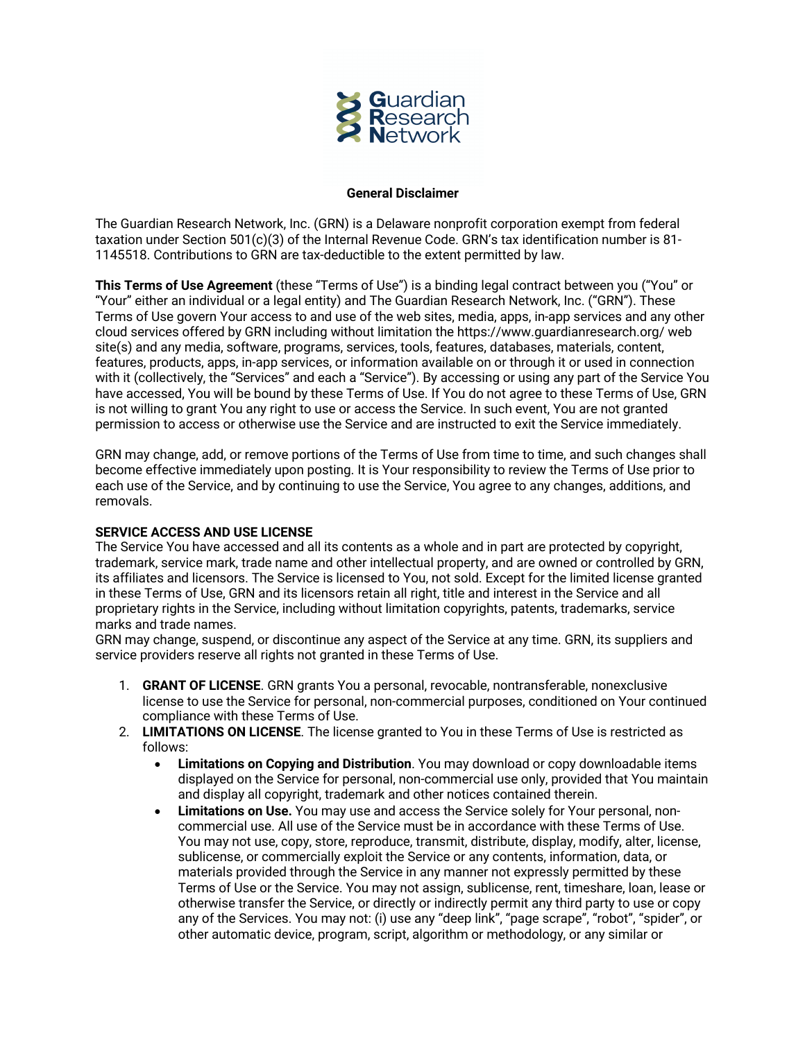**Guardian Research Network**

## General Disclaimer

The Guardian Research Network, Inc. (GRN) is a Delaware nonprofit corporation exempt from federal taxation under Section 501(c)(3) of the Internal Revenue Code. GRN's tax identification number is 81-1145518. Contributions to GRN are tax-deductible to the extent permitted by law.

**This Terms of Use Agreement** (these "Terms of Use") is a binding legal contract between you ("You" or "Your" either an individual or a legal entity) and The Guardian Research Network, Inc. ("GRN"). These Terms of Use govern Your access to and use of the web sites, media, apps, in-app services and any other cloud services offered by GRN including without limitation the https://www.guardianresearch.org/ web site(s) and any media, software, programs, services, tools, features, databases, materials, content, features, products, apps, in-app services, or information available on or through it or used in connection with it (collectively, the "Services" and each a "Service"). By accessing or using any part of the Service You have accessed, You will be bound by these Terms of Use. If You do not agree to these Terms of Use, GRN is not willing to grant You any right to use or access the Service. In such event, You are not granted permission to access or otherwise use the Service and are instructed to exit the Service immediately.

GRN may change, add, or remove portions of the Terms of Use from time to time, and such changes shall become effective immediately upon posting. It is Your responsibility to review the Terms of Use prior to each use of the Service, and by continuing to use the Service, You agree to any changes, additions, and removals.

**SERVICE ACCESS AND USE LICENSE**

The Service You have accessed and all its contents as a whole and in part are protected by copyright, trademark, service mark, trade name and other intellectual property, and are owned or controlled by GRN, its affiliates and licensors. The Service is licensed to You, not sold. Except for the limited license granted in these Terms of Use, GRN and its licensors retain all right, title and interest in the Service and all proprietary rights in the Service, including without limitation copyrights, patents, trademarks, service marks and trade names.

GRN may change, suspend, or discontinue any aspect of the Service at any time. GRN, its suppliers and service providers reserve all rights not granted in these Terms of Use.

1. **GRANT OF LICENSE**. GRN grants You a personal, revocable, nontransferable, nonexclusive license to use the Service for personal, non-commercial purposes, conditioned on Your continued compliance with these Terms of Use.
2. **LIMITATIONS ON LICENSE**. The license granted to You in these Terms of Use is restricted as follows:
   - **Limitations on Copying and Distribution**. You may download or copy downloadable items displayed on the Service for personal, non-commercial use only, provided that You maintain and display all copyright, trademark and other notices contained therein.
   - **Limitations on Use.** You may use and access the Service solely for Your personal, non-commercial use. All use of the Service must be in accordance with these Terms of Use. You may not use, copy, store, reproduce, transmit, distribute, display, modify, alter, license, sublicense, or commercially exploit the Service or any contents, information, data, or materials provided through the Service in any manner not expressly permitted by these Terms of Use or the Service. You may not assign, sublicense, rent, timeshare, loan, lease or otherwise transfer the Service, or directly or indirectly permit any third party to use or copy any of the Services. You may not: (i) use any "deep link", "page scrape", "robot", "spider", or other automatic device, program, script, algorithm or methodology, or any similar or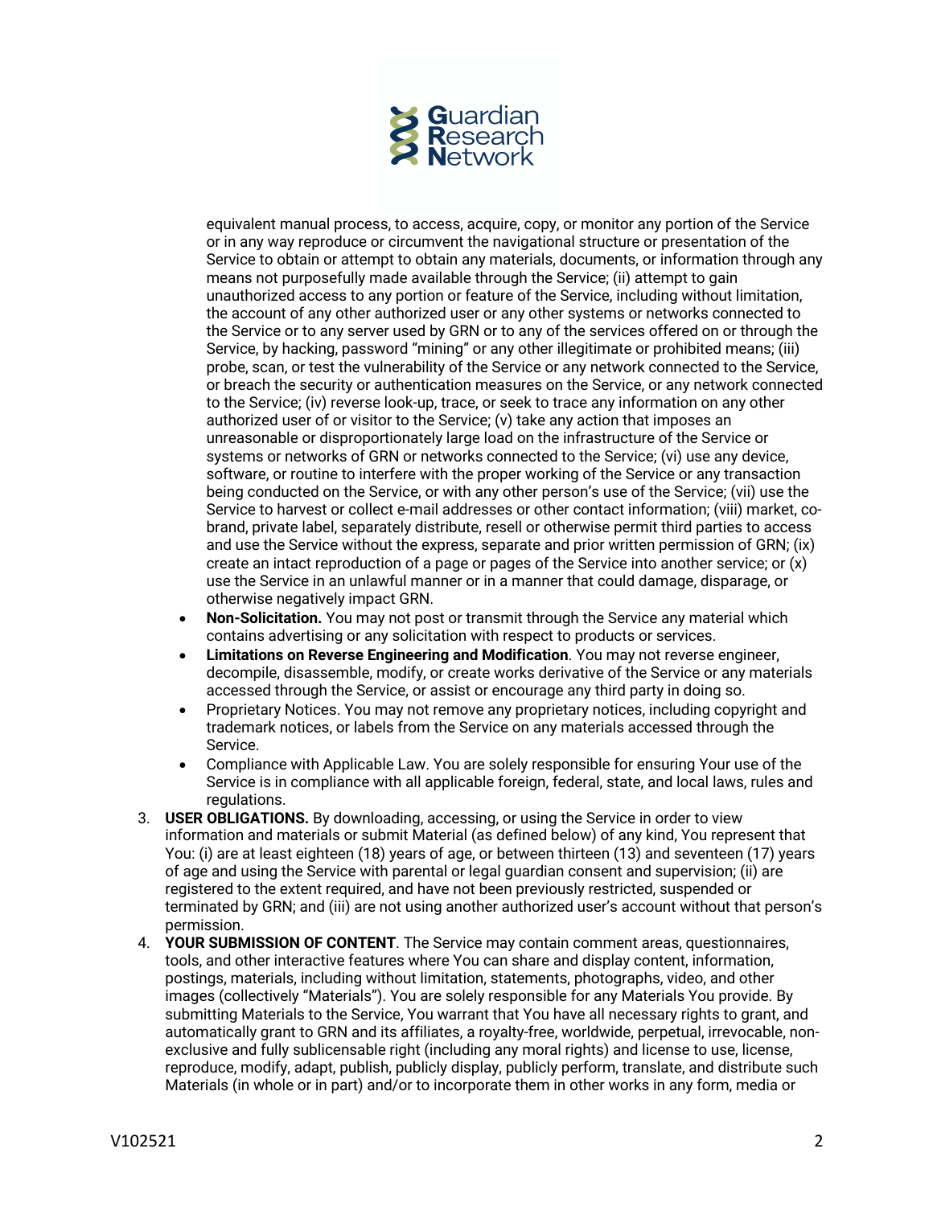equivalent manual process, to access, acquire, copy, or monitor any portion of the Service or in any way reproduce or circumvent the navigational structure or presentation of the Service to obtain or attempt to obtain any materials, documents, or information through any means not purposefully made available through the Service; (ii) attempt to gain unauthorized access to any portion or feature of the Service, including without limitation, the account of any other authorized user or any other systems or networks connected to the Service or to any server used by GRN or to any of the services offered on or through the Service, by hacking, password "mining" or any other illegitimate or prohibited means; (iii) probe, scan, or test the vulnerability of the Service or any network connected to the Service, or breach the security or authentication measures on the Service, or any network connected to the Service; (iv) reverse look-up, trace, or seek to trace any information on any other authorized user of or visitor to the Service; (v) take any action that imposes an unreasonable or disproportionately large load on the infrastructure of the Service or systems or networks of GRN or networks connected to the Service; (vi) use any device, software, or routine to interfere with the proper working of the Service or any transaction being conducted on the Service, or with any other person's use of the Service; (vii) use the Service to harvest or collect e-mail addresses or other contact information; (viii) market, co-brand, private label, separately distribute, resell or otherwise permit third parties to access and use the Service without the express, separate and prior written permission of GRN; (ix) create an intact reproduction of a page or pages of the Service into another service; or (x) use the Service in an unlawful manner or in a manner that could damage, disparage, or otherwise negatively impact GRN.

- **Non-Solicitation.** You may not post or transmit through the Service any material which contains advertising or any solicitation with respect to products or services.
- **Limitations on Reverse Engineering and Modification**. You may not reverse engineer, decompile, disassemble, modify, or create works derivative of the Service or any materials accessed through the Service, or assist or encourage any third party in doing so.
- Proprietary Notices. You may not remove any proprietary notices, including copyright and trademark notices, or labels from the Service on any materials accessed through the Service.
- Compliance with Applicable Law. You are solely responsible for ensuring Your use of the Service is in compliance with all applicable foreign, federal, state, and local laws, rules and regulations.

3. **USER OBLIGATIONS.** By downloading, accessing, or using the Service in order to view information and materials or submit Material (as defined below) of any kind, You represent that You: (i) are at least eighteen (18) years of age, or between thirteen (13) and seventeen (17) years of age and using the Service with parental or legal guardian consent and supervision; (ii) are registered to the extent required, and have not been previously restricted, suspended or terminated by GRN; and (iii) are not using another authorized user's account without that person's permission.
4. **YOUR SUBMISSION OF CONTENT**. The Service may contain comment areas, questionnaires, tools, and other interactive features where You can share and display content, information, postings, materials, including without limitation, statements, photographs, video, and other images (collectively "Materials"). You are solely responsible for any Materials You provide. By submitting Materials to the Service, You warrant that You have all necessary rights to grant, and automatically grant to GRN and its affiliates, a royalty-free, worldwide, perpetual, irrevocable, non-exclusive and fully sublicensable right (including any moral rights) and license to use, license, reproduce, modify, adapt, publish, publicly display, publicly perform, translate, and distribute such Materials (in whole or in part) and/or to incorporate them in other works in any form, media or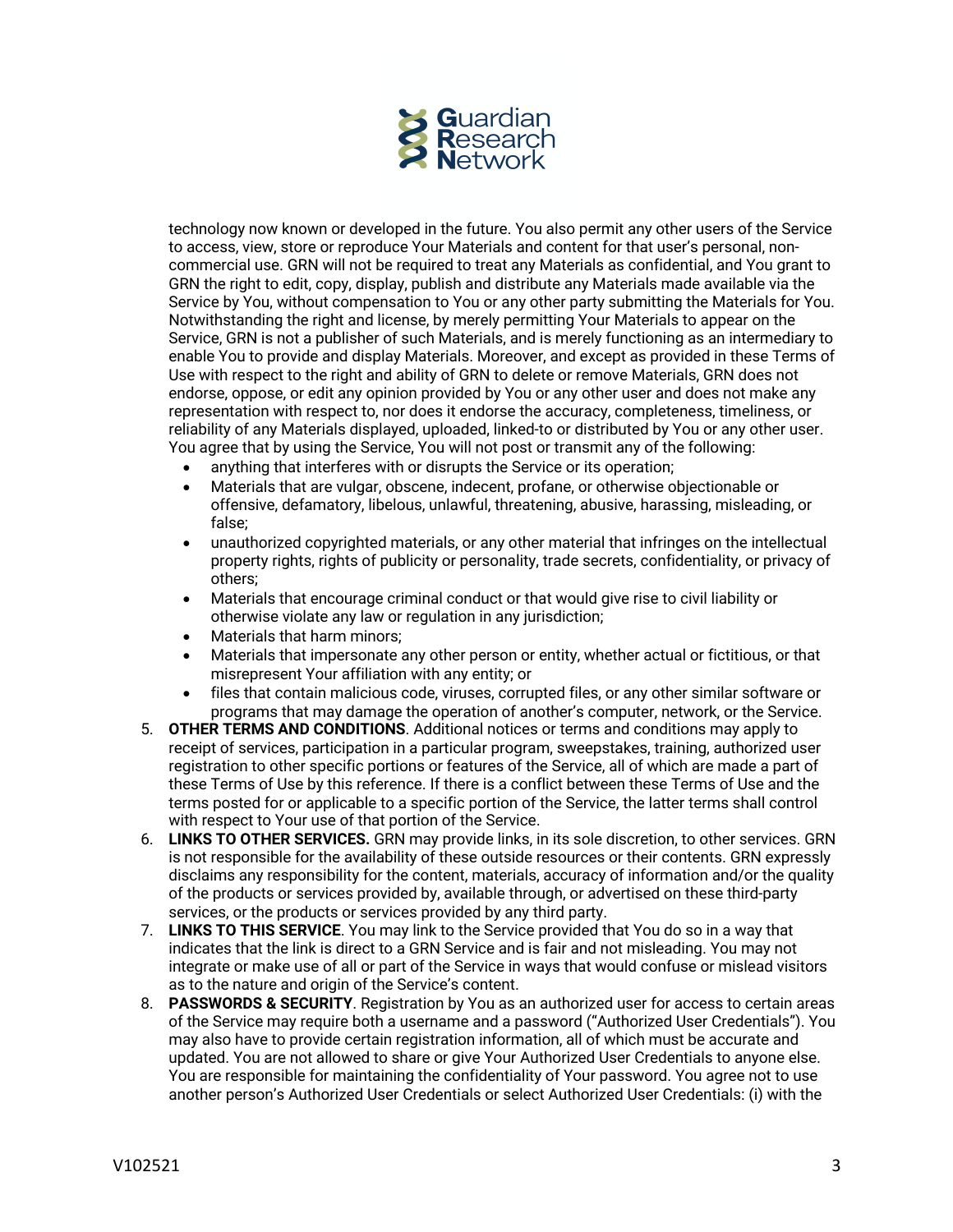technology now known or developed in the future. You also permit any other users of the Service to access, view, store or reproduce Your Materials and content for that user's personal, non-commercial use. GRN will not be required to treat any Materials as confidential, and You grant to GRN the right to edit, copy, display, publish and distribute any Materials made available via the Service by You, without compensation to You or any other party submitting the Materials for You. Notwithstanding the right and license, by merely permitting Your Materials to appear on the Service, GRN is not a publisher of such Materials, and is merely functioning as an intermediary to enable You to provide and display Materials. Moreover, and except as provided in these Terms of Use with respect to the right and ability of GRN to delete or remove Materials, GRN does not endorse, oppose, or edit any opinion provided by You or any other user and does not make any representation with respect to, nor does it endorse the accuracy, completeness, timeliness, or reliability of any Materials displayed, uploaded, linked-to or distributed by You or any other user. You agree that by using the Service, You will not post or transmit any of the following:

- anything that interferes with or disrupts the Service or its operation;
- Materials that are vulgar, obscene, indecent, profane, or otherwise objectionable or offensive, defamatory, libelous, unlawful, threatening, abusive, harassing, misleading, or false;
- unauthorized copyrighted materials, or any other material that infringes on the intellectual property rights, rights of publicity or personality, trade secrets, confidentiality, or privacy of others;
- Materials that encourage criminal conduct or that would give rise to civil liability or otherwise violate any law or regulation in any jurisdiction;
- Materials that harm minors;
- Materials that impersonate any other person or entity, whether actual or fictitious, or that misrepresent Your affiliation with any entity; or
- files that contain malicious code, viruses, corrupted files, or any other similar software or programs that may damage the operation of another's computer, network, or the Service.

5. **OTHER TERMS AND CONDITIONS**. Additional notices or terms and conditions may apply to receipt of services, participation in a particular program, sweepstakes, training, authorized user registration to other specific portions or features of the Service, all of which are made a part of these Terms of Use by this reference. If there is a conflict between these Terms of Use and the terms posted for or applicable to a specific portion of the Service, the latter terms shall control with respect to Your use of that portion of the Service.
6. **LINKS TO OTHER SERVICES.** GRN may provide links, in its sole discretion, to other services. GRN is not responsible for the availability of these outside resources or their contents. GRN expressly disclaims any responsibility for the content, materials, accuracy of information and/or the quality of the products or services provided by, available through, or advertised on these third-party services, or the products or services provided by any third party.
7. **LINKS TO THIS SERVICE**. You may link to the Service provided that You do so in a way that indicates that the link is direct to a GRN Service and is fair and not misleading. You may not integrate or make use of all or part of the Service in ways that would confuse or mislead visitors as to the nature and origin of the Service's content.
8. **PASSWORDS & SECURITY**. Registration by You as an authorized user for access to certain areas of the Service may require both a username and a password ("Authorized User Credentials"). You may also have to provide certain registration information, all of which must be accurate and updated. You are not allowed to share or give Your Authorized User Credentials to anyone else. You are responsible for maintaining the confidentiality of Your password. You agree not to use another person's Authorized User Credentials or select Authorized User Credentials: (i) with the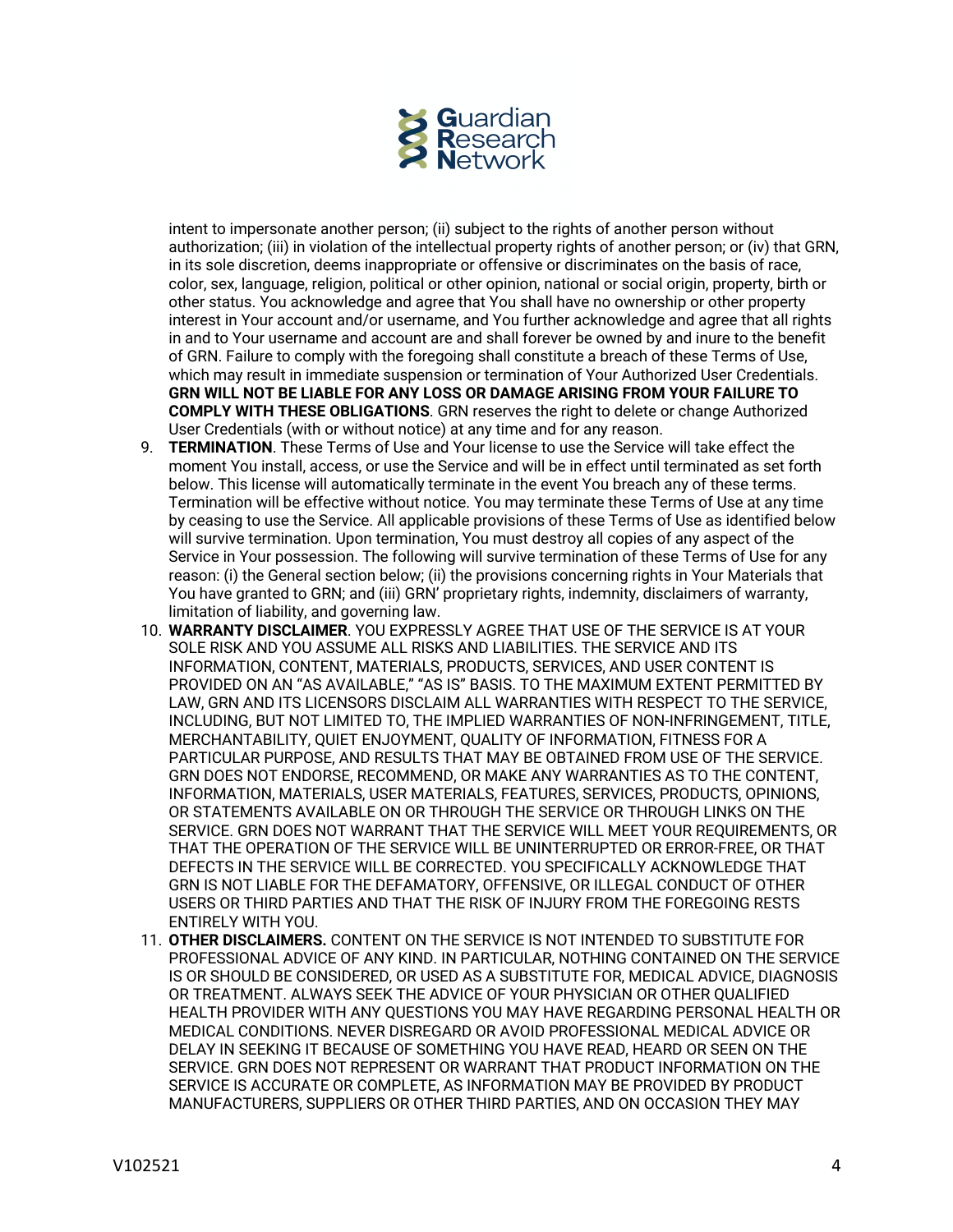intent to impersonate another person; (ii) subject to the rights of another person without authorization; (iii) in violation of the intellectual property rights of another person; or (iv) that GRN, in its sole discretion, deems inappropriate or offensive or discriminates on the basis of race, color, sex, language, religion, political or other opinion, national or social origin, property, birth or other status. You acknowledge and agree that You shall have no ownership or other property interest in Your account and/or username, and You further acknowledge and agree that all rights in and to Your username and account are and shall forever be owned by and inure to the benefit of GRN. Failure to comply with the foregoing shall constitute a breach of these Terms of Use, which may result in immediate suspension or termination of Your Authorized User Credentials. **GRN WILL NOT BE LIABLE FOR ANY LOSS OR DAMAGE ARISING FROM YOUR FAILURE TO COMPLY WITH THESE OBLIGATIONS**. GRN reserves the right to delete or change Authorized User Credentials (with or without notice) at any time and for any reason.

9. **TERMINATION**. These Terms of Use and Your license to use the Service will take effect the moment You install, access, or use the Service and will be in effect until terminated as set forth below. This license will automatically terminate in the event You breach any of these terms. Termination will be effective without notice. You may terminate these Terms of Use at any time by ceasing to use the Service. All applicable provisions of these Terms of Use as identified below will survive termination. Upon termination, You must destroy all copies of any aspect of the Service in Your possession. The following will survive termination of these Terms of Use for any reason: (i) the General section below; (ii) the provisions concerning rights in Your Materials that You have granted to GRN; and (iii) GRN' proprietary rights, indemnity, disclaimers of warranty, limitation of liability, and governing law.
10. **WARRANTY DISCLAIMER**. YOU EXPRESSLY AGREE THAT USE OF THE SERVICE IS AT YOUR SOLE RISK AND YOU ASSUME ALL RISKS AND LIABILITIES. THE SERVICE AND ITS INFORMATION, CONTENT, MATERIALS, PRODUCTS, SERVICES, AND USER CONTENT IS PROVIDED ON AN "AS AVAILABLE," "AS IS" BASIS. TO THE MAXIMUM EXTENT PERMITTED BY LAW, GRN AND ITS LICENSORS DISCLAIM ALL WARRANTIES WITH RESPECT TO THE SERVICE, INCLUDING, BUT NOT LIMITED TO, THE IMPLIED WARRANTIES OF NON-INFRINGEMENT, TITLE, MERCHANTABILITY, QUIET ENJOYMENT, QUALITY OF INFORMATION, FITNESS FOR A PARTICULAR PURPOSE, AND RESULTS THAT MAY BE OBTAINED FROM USE OF THE SERVICE. GRN DOES NOT ENDORSE, RECOMMEND, OR MAKE ANY WARRANTIES AS TO THE CONTENT, INFORMATION, MATERIALS, USER MATERIALS, FEATURES, SERVICES, PRODUCTS, OPINIONS, OR STATEMENTS AVAILABLE ON OR THROUGH THE SERVICE OR THROUGH LINKS ON THE SERVICE. GRN DOES NOT WARRANT THAT THE SERVICE WILL MEET YOUR REQUIREMENTS, OR THAT THE OPERATION OF THE SERVICE WILL BE UNINTERRUPTED OR ERROR-FREE, OR THAT DEFECTS IN THE SERVICE WILL BE CORRECTED. YOU SPECIFICALLY ACKNOWLEDGE THAT GRN IS NOT LIABLE FOR THE DEFAMATORY, OFFENSIVE, OR ILLEGAL CONDUCT OF OTHER USERS OR THIRD PARTIES AND THAT THE RISK OF INJURY FROM THE FOREGOING RESTS ENTIRELY WITH YOU.
11. **OTHER DISCLAIMERS.** CONTENT ON THE SERVICE IS NOT INTENDED TO SUBSTITUTE FOR PROFESSIONAL ADVICE OF ANY KIND. IN PARTICULAR, NOTHING CONTAINED ON THE SERVICE IS OR SHOULD BE CONSIDERED, OR USED AS A SUBSTITUTE FOR, MEDICAL ADVICE, DIAGNOSIS OR TREATMENT. ALWAYS SEEK THE ADVICE OF YOUR PHYSICIAN OR OTHER QUALIFIED HEALTH PROVIDER WITH ANY QUESTIONS YOU MAY HAVE REGARDING PERSONAL HEALTH OR MEDICAL CONDITIONS. NEVER DISREGARD OR AVOID PROFESSIONAL MEDICAL ADVICE OR DELAY IN SEEKING IT BECAUSE OF SOMETHING YOU HAVE READ, HEARD OR SEEN ON THE SERVICE. GRN DOES NOT REPRESENT OR WARRANT THAT PRODUCT INFORMATION ON THE SERVICE IS ACCURATE OR COMPLETE, AS INFORMATION MAY BE PROVIDED BY PRODUCT MANUFACTURERS, SUPPLIERS OR OTHER THIRD PARTIES, AND ON OCCASION THEY MAY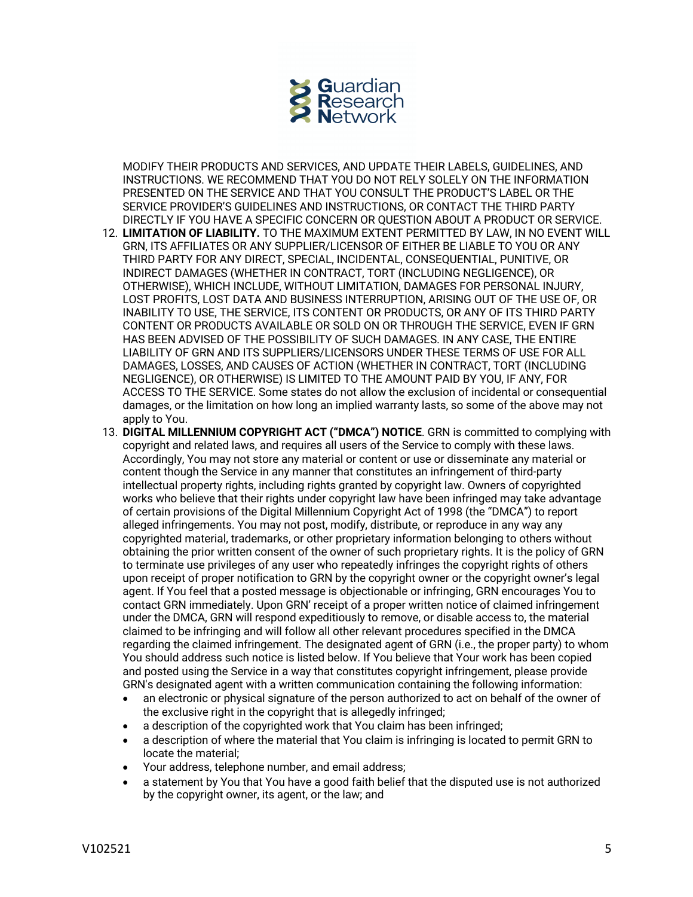MODIFY THEIR PRODUCTS AND SERVICES, AND UPDATE THEIR LABELS, GUIDELINES, AND INSTRUCTIONS. WE RECOMMEND THAT YOU DO NOT RELY SOLELY ON THE INFORMATION PRESENTED ON THE SERVICE AND THAT YOU CONSULT THE PRODUCT'S LABEL OR THE SERVICE PROVIDER'S GUIDELINES AND INSTRUCTIONS, OR CONTACT THE THIRD PARTY DIRECTLY IF YOU HAVE A SPECIFIC CONCERN OR QUESTION ABOUT A PRODUCT OR SERVICE.

12. **LIMITATION OF LIABILITY.** TO THE MAXIMUM EXTENT PERMITTED BY LAW, IN NO EVENT WILL GRN, ITS AFFILIATES OR ANY SUPPLIER/LICENSOR OF EITHER BE LIABLE TO YOU OR ANY THIRD PARTY FOR ANY DIRECT, SPECIAL, INCIDENTAL, CONSEQUENTIAL, PUNITIVE, OR INDIRECT DAMAGES (WHETHER IN CONTRACT, TORT (INCLUDING NEGLIGENCE), OR OTHERWISE), WHICH INCLUDE, WITHOUT LIMITATION, DAMAGES FOR PERSONAL INJURY, LOST PROFITS, LOST DATA AND BUSINESS INTERRUPTION, ARISING OUT OF THE USE OF, OR INABILITY TO USE, THE SERVICE, ITS CONTENT OR PRODUCTS, OR ANY OF ITS THIRD PARTY CONTENT OR PRODUCTS AVAILABLE OR SOLD ON OR THROUGH THE SERVICE, EVEN IF GRN HAS BEEN ADVISED OF THE POSSIBILITY OF SUCH DAMAGES. IN ANY CASE, THE ENTIRE LIABILITY OF GRN AND ITS SUPPLIERS/LICENSORS UNDER THESE TERMS OF USE FOR ALL DAMAGES, LOSSES, AND CAUSES OF ACTION (WHETHER IN CONTRACT, TORT (INCLUDING NEGLIGENCE), OR OTHERWISE) IS LIMITED TO THE AMOUNT PAID BY YOU, IF ANY, FOR ACCESS TO THE SERVICE. Some states do not allow the exclusion of incidental or consequential damages, or the limitation on how long an implied warranty lasts, so some of the above may not apply to You.
13. **DIGITAL MILLENNIUM COPYRIGHT ACT ("DMCA") NOTICE**. GRN is committed to complying with copyright and related laws, and requires all users of the Service to comply with these laws. Accordingly, You may not store any material or content or use or disseminate any material or content though the Service in any manner that constitutes an infringement of third-party intellectual property rights, including rights granted by copyright law. Owners of copyrighted works who believe that their rights under copyright law have been infringed may take advantage of certain provisions of the Digital Millennium Copyright Act of 1998 (the "DMCA") to report alleged infringements. You may not post, modify, distribute, or reproduce in any way any copyrighted material, trademarks, or other proprietary information belonging to others without obtaining the prior written consent of the owner of such proprietary rights. It is the policy of GRN to terminate use privileges of any user who repeatedly infringes the copyright rights of others upon receipt of proper notification to GRN by the copyright owner or the copyright owner's legal agent. If You feel that a posted message is objectionable or infringing, GRN encourages You to contact GRN immediately. Upon GRN' receipt of a proper written notice of claimed infringement under the DMCA, GRN will respond expeditiously to remove, or disable access to, the material claimed to be infringing and will follow all other relevant procedures specified in the DMCA regarding the claimed infringement. The designated agent of GRN (i.e., the proper party) to whom You should address such notice is listed below. If You believe that Your work has been copied and posted using the Service in a way that constitutes copyright infringement, please provide GRN's designated agent with a written communication containing the following information:
    - an electronic or physical signature of the person authorized to act on behalf of the owner of the exclusive right in the copyright that is allegedly infringed;
    - a description of the copyrighted work that You claim has been infringed;
    - a description of where the material that You claim is infringing is located to permit GRN to locate the material;
    - Your address, telephone number, and email address;
    - a statement by You that You have a good faith belief that the disputed use is not authorized by the copyright owner, its agent, or the law; and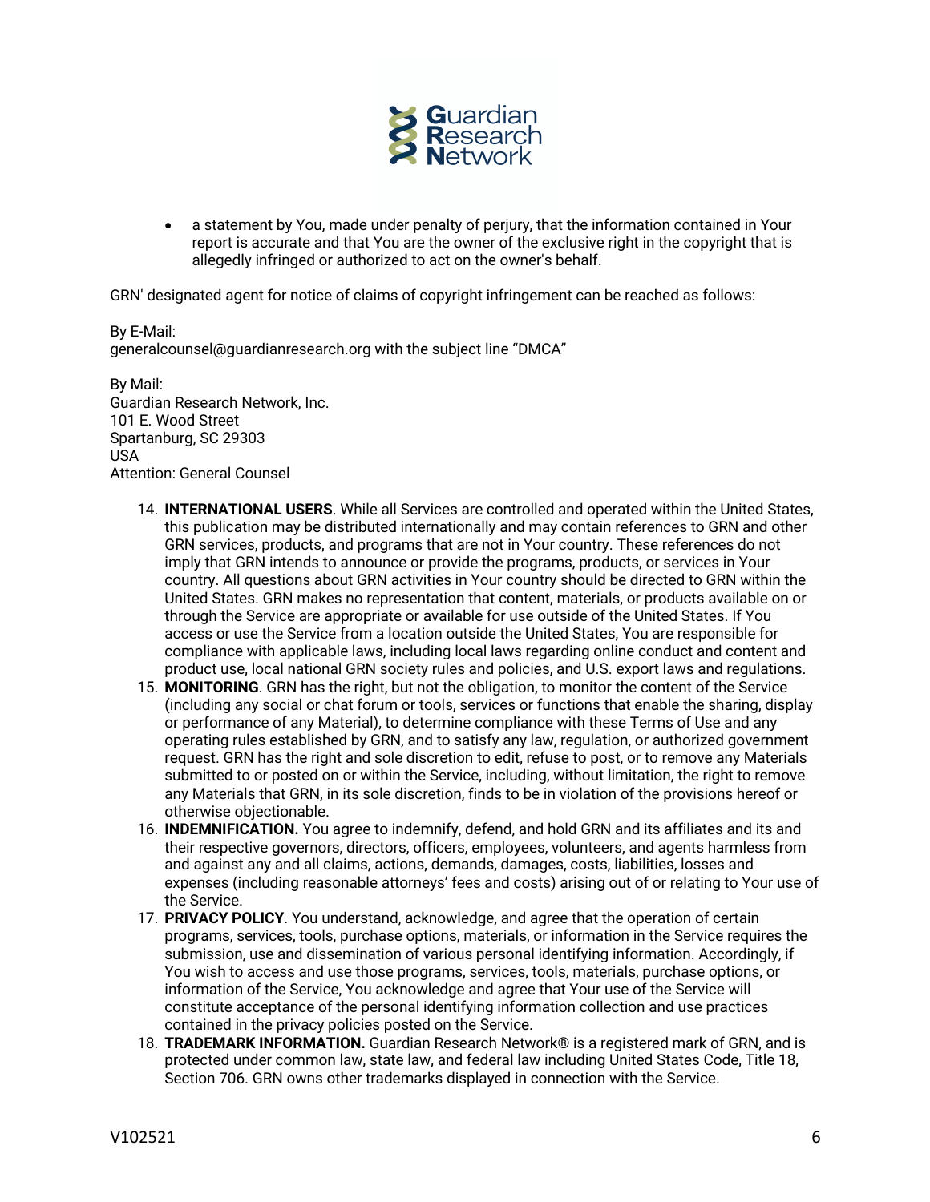- a statement by You, made under penalty of perjury, that the information contained in Your report is accurate and that You are the owner of the exclusive right in the copyright that is allegedly infringed or authorized to act on the owner's behalf.

GRN' designated agent for notice of claims of copyright infringement can be reached as follows:

By E-Mail:
generalcounsel@guardianresearch.org with the subject line "DMCA"

By Mail:
Guardian Research Network, Inc.
101 E. Wood Street
Spartanburg, SC 29303
USA
Attention: General Counsel

14. **INTERNATIONAL USERS**. While all Services are controlled and operated within the United States, this publication may be distributed internationally and may contain references to GRN and other GRN services, products, and programs that are not in Your country. These references do not imply that GRN intends to announce or provide the programs, products, or services in Your country. All questions about GRN activities in Your country should be directed to GRN within the United States. GRN makes no representation that content, materials, or products available on or through the Service are appropriate or available for use outside of the United States. If You access or use the Service from a location outside the United States, You are responsible for compliance with applicable laws, including local laws regarding online conduct and content and product use, local national GRN society rules and policies, and U.S. export laws and regulations.
15. **MONITORING**. GRN has the right, but not the obligation, to monitor the content of the Service (including any social or chat forum or tools, services or functions that enable the sharing, display or performance of any Material), to determine compliance with these Terms of Use and any operating rules established by GRN, and to satisfy any law, regulation, or authorized government request. GRN has the right and sole discretion to edit, refuse to post, or to remove any Materials submitted to or posted on or within the Service, including, without limitation, the right to remove any Materials that GRN, in its sole discretion, finds to be in violation of the provisions hereof or otherwise objectionable.
16. **INDEMNIFICATION.** You agree to indemnify, defend, and hold GRN and its affiliates and its and their respective governors, directors, officers, employees, volunteers, and agents harmless from and against any and all claims, actions, demands, damages, costs, liabilities, losses and expenses (including reasonable attorneys' fees and costs) arising out of or relating to Your use of the Service.
17. **PRIVACY POLICY**. You understand, acknowledge, and agree that the operation of certain programs, services, tools, purchase options, materials, or information in the Service requires the submission, use and dissemination of various personal identifying information. Accordingly, if You wish to access and use those programs, services, tools, materials, purchase options, or information of the Service, You acknowledge and agree that Your use of the Service will constitute acceptance of the personal identifying information collection and use practices contained in the privacy policies posted on the Service.
18. **TRADEMARK INFORMATION.** Guardian Research Network® is a registered mark of GRN, and is protected under common law, state law, and federal law including United States Code, Title 18, Section 706. GRN owns other trademarks displayed in connection with the Service.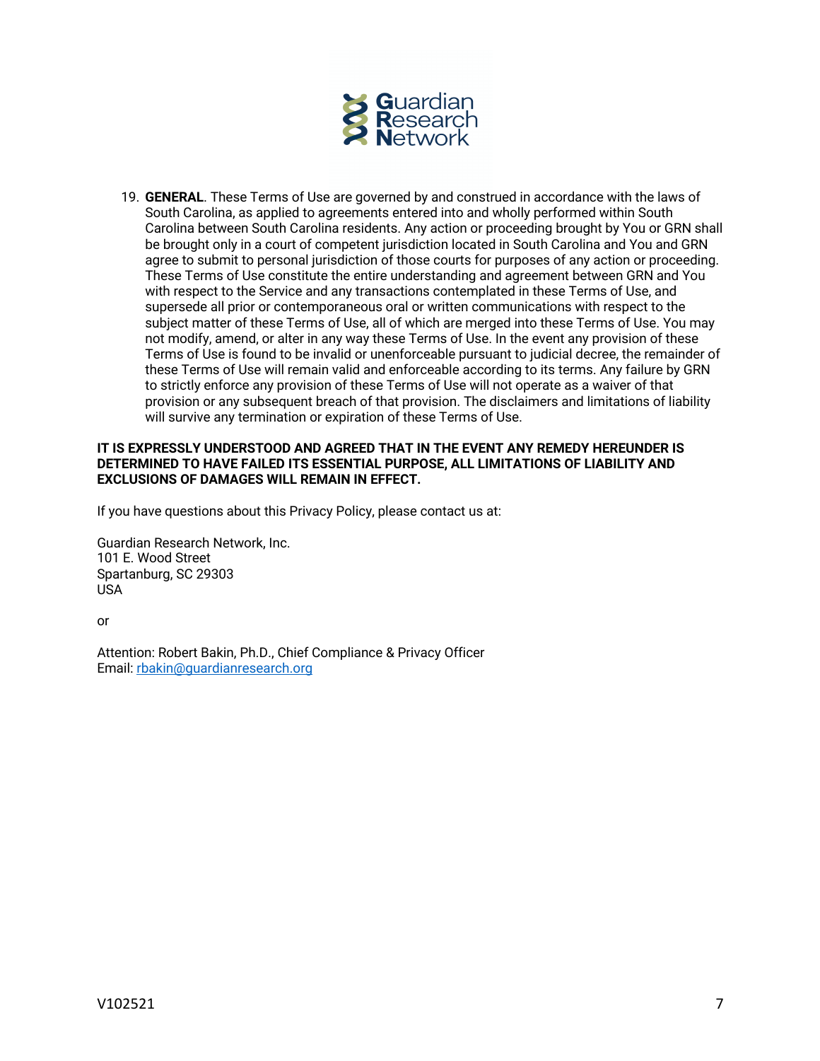19. **GENERAL**. These Terms of Use are governed by and construed in accordance with the laws of South Carolina, as applied to agreements entered into and wholly performed within South Carolina between South Carolina residents. Any action or proceeding brought by You or GRN shall be brought only in a court of competent jurisdiction located in South Carolina and You and GRN agree to submit to personal jurisdiction of those courts for purposes of any action or proceeding. These Terms of Use constitute the entire understanding and agreement between GRN and You with respect to the Service and any transactions contemplated in these Terms of Use, and supersede all prior or contemporaneous oral or written communications with respect to the subject matter of these Terms of Use, all of which are merged into these Terms of Use. You may not modify, amend, or alter in any way these Terms of Use. In the event any provision of these Terms of Use is found to be invalid or unenforceable pursuant to judicial decree, the remainder of these Terms of Use will remain valid and enforceable according to its terms. Any failure by GRN to strictly enforce any provision of these Terms of Use will not operate as a waiver of that provision or any subsequent breach of that provision. The disclaimers and limitations of liability will survive any termination or expiration of these Terms of Use.

**IT IS EXPRESSLY UNDERSTOOD AND AGREED THAT IN THE EVENT ANY REMEDY HEREUNDER IS DETERMINED TO HAVE FAILED ITS ESSENTIAL PURPOSE, ALL LIMITATIONS OF LIABILITY AND EXCLUSIONS OF DAMAGES WILL REMAIN IN EFFECT.**

If you have questions about this Privacy Policy, please contact us at:

Guardian Research Network, Inc.
101 E. Wood Street
Spartanburg, SC 29303
USA

or

Attention: Robert Bakin, Ph.D., Chief Compliance & Privacy Officer
Email: [rbakin@guardianresearch.org](mailto:rbakin@guardianresearch.org)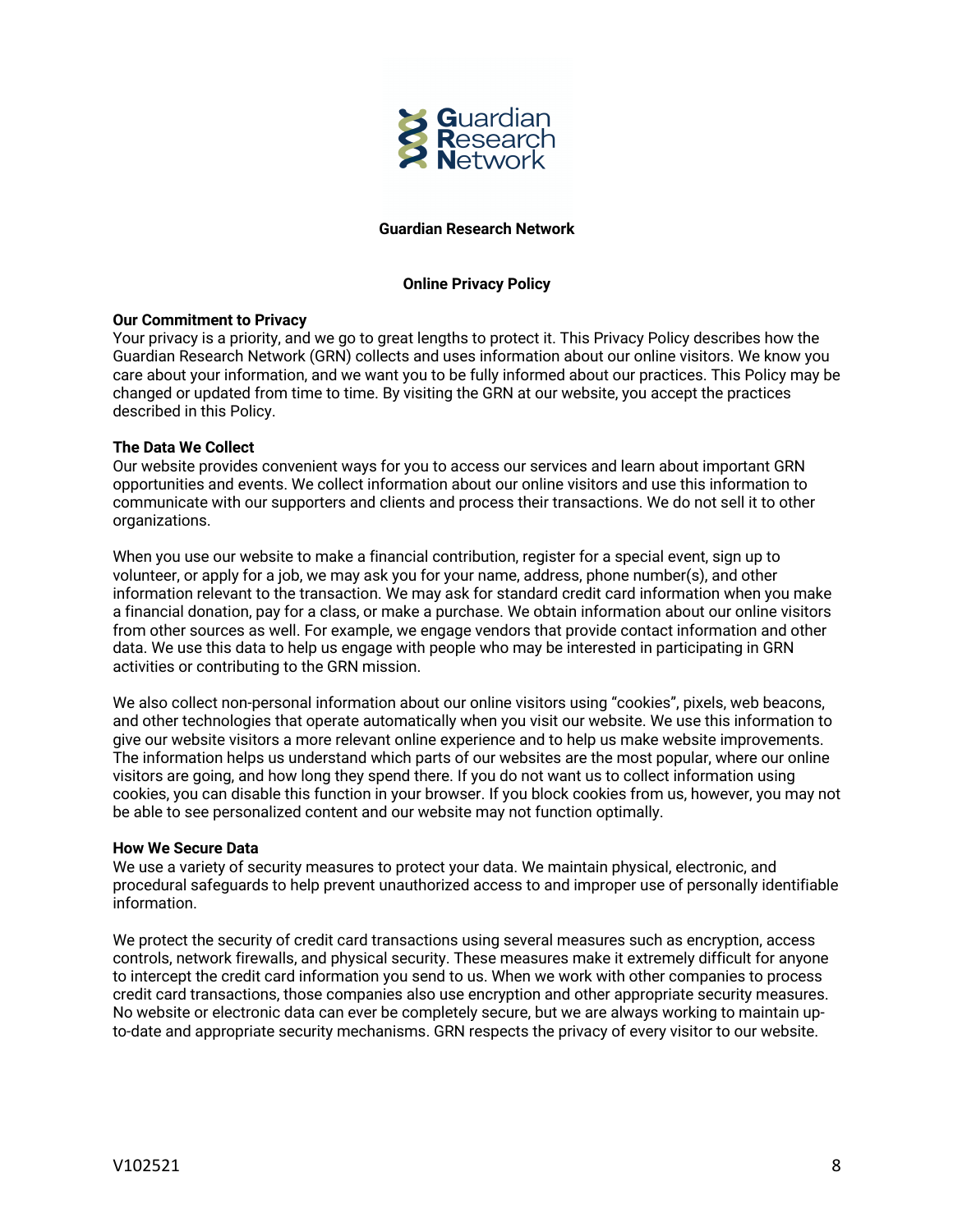# Guardian Research Network

## Online Privacy Policy

### Our Commitment to Privacy

Your privacy is a priority, and we go to great lengths to protect it. This Privacy Policy describes how the Guardian Research Network (GRN) collects and uses information about our online visitors. We know you care about your information, and we want you to be fully informed about our practices. This Policy may be changed or updated from time to time. By visiting the GRN at our website, you accept the practices described in this Policy.

### The Data We Collect

Our website provides convenient ways for you to access our services and learn about important GRN opportunities and events. We collect information about our online visitors and use this information to communicate with our supporters and clients and process their transactions. We do not sell it to other organizations.

When you use our website to make a financial contribution, register for a special event, sign up to volunteer, or apply for a job, we may ask you for your name, address, phone number(s), and other information relevant to the transaction. We may ask for standard credit card information when you make a financial donation, pay for a class, or make a purchase. We obtain information about our online visitors from other sources as well. For example, we engage vendors that provide contact information and other data. We use this data to help us engage with people who may be interested in participating in GRN activities or contributing to the GRN mission.

We also collect non-personal information about our online visitors using "cookies", pixels, web beacons, and other technologies that operate automatically when you visit our website. We use this information to give our website visitors a more relevant online experience and to help us make website improvements. The information helps us understand which parts of our websites are the most popular, where our online visitors are going, and how long they spend there. If you do not want us to collect information using cookies, you can disable this function in your browser. If you block cookies from us, however, you may not be able to see personalized content and our website may not function optimally.

### How We Secure Data

We use a variety of security measures to protect your data. We maintain physical, electronic, and procedural safeguards to help prevent unauthorized access to and improper use of personally identifiable information.

We protect the security of credit card transactions using several measures such as encryption, access controls, network firewalls, and physical security. These measures make it extremely difficult for anyone to intercept the credit card information you send to us. When we work with other companies to process credit card transactions, those companies also use encryption and other appropriate security measures. No website or electronic data can ever be completely secure, but we are always working to maintain up-to-date and appropriate security mechanisms. GRN respects the privacy of every visitor to our website.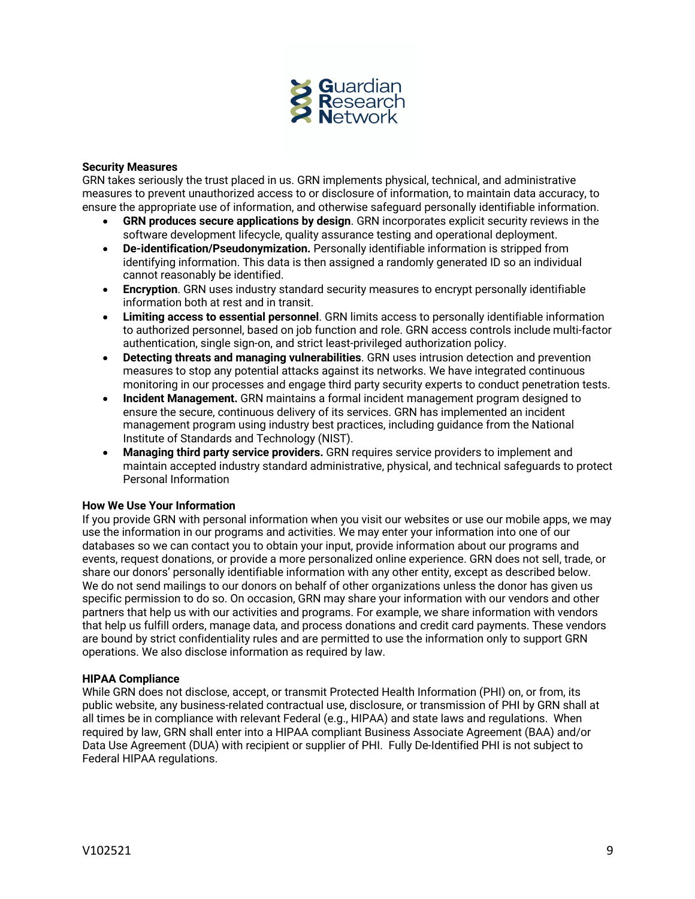### Security Measures

GRN takes seriously the trust placed in us. GRN implements physical, technical, and administrative measures to prevent unauthorized access to or disclosure of information, to maintain data accuracy, to ensure the appropriate use of information, and otherwise safeguard personally identifiable information.

- **GRN produces secure applications by design**. GRN incorporates explicit security reviews in the software development lifecycle, quality assurance testing and operational deployment.
- **De-identification/Pseudonymization.** Personally identifiable information is stripped from identifying information. This data is then assigned a randomly generated ID so an individual cannot reasonably be identified.
- **Encryption**. GRN uses industry standard security measures to encrypt personally identifiable information both at rest and in transit.
- **Limiting access to essential personnel**. GRN limits access to personally identifiable information to authorized personnel, based on job function and role. GRN access controls include multi-factor authentication, single sign-on, and strict least-privileged authorization policy.
- **Detecting threats and managing vulnerabilities**. GRN uses intrusion detection and prevention measures to stop any potential attacks against its networks. We have integrated continuous monitoring in our processes and engage third party security experts to conduct penetration tests.
- **Incident Management.** GRN maintains a formal incident management program designed to ensure the secure, continuous delivery of its services. GRN has implemented an incident management program using industry best practices, including guidance from the National Institute of Standards and Technology (NIST).
- **Managing third party service providers.** GRN requires service providers to implement and maintain accepted industry standard administrative, physical, and technical safeguards to protect Personal Information

### How We Use Your Information

If you provide GRN with personal information when you visit our websites or use our mobile apps, we may use the information in our programs and activities. We may enter your information into one of our databases so we can contact you to obtain your input, provide information about our programs and events, request donations, or provide a more personalized online experience. GRN does not sell, trade, or share our donors' personally identifiable information with any other entity, except as described below. We do not send mailings to our donors on behalf of other organizations unless the donor has given us specific permission to do so. On occasion, GRN may share your information with our vendors and other partners that help us with our activities and programs. For example, we share information with vendors that help us fulfill orders, manage data, and process donations and credit card payments. These vendors are bound by strict confidentiality rules and are permitted to use the information only to support GRN operations. We also disclose information as required by law.

### HIPAA Compliance

While GRN does not disclose, accept, or transmit Protected Health Information (PHI) on, or from, its public website, any business-related contractual use, disclosure, or transmission of PHI by GRN shall at all times be in compliance with relevant Federal (e.g., HIPAA) and state laws and regulations. When required by law, GRN shall enter into a HIPAA compliant Business Associate Agreement (BAA) and/or Data Use Agreement (DUA) with recipient or supplier of PHI. Fully De-Identified PHI is not subject to Federal HIPAA regulations.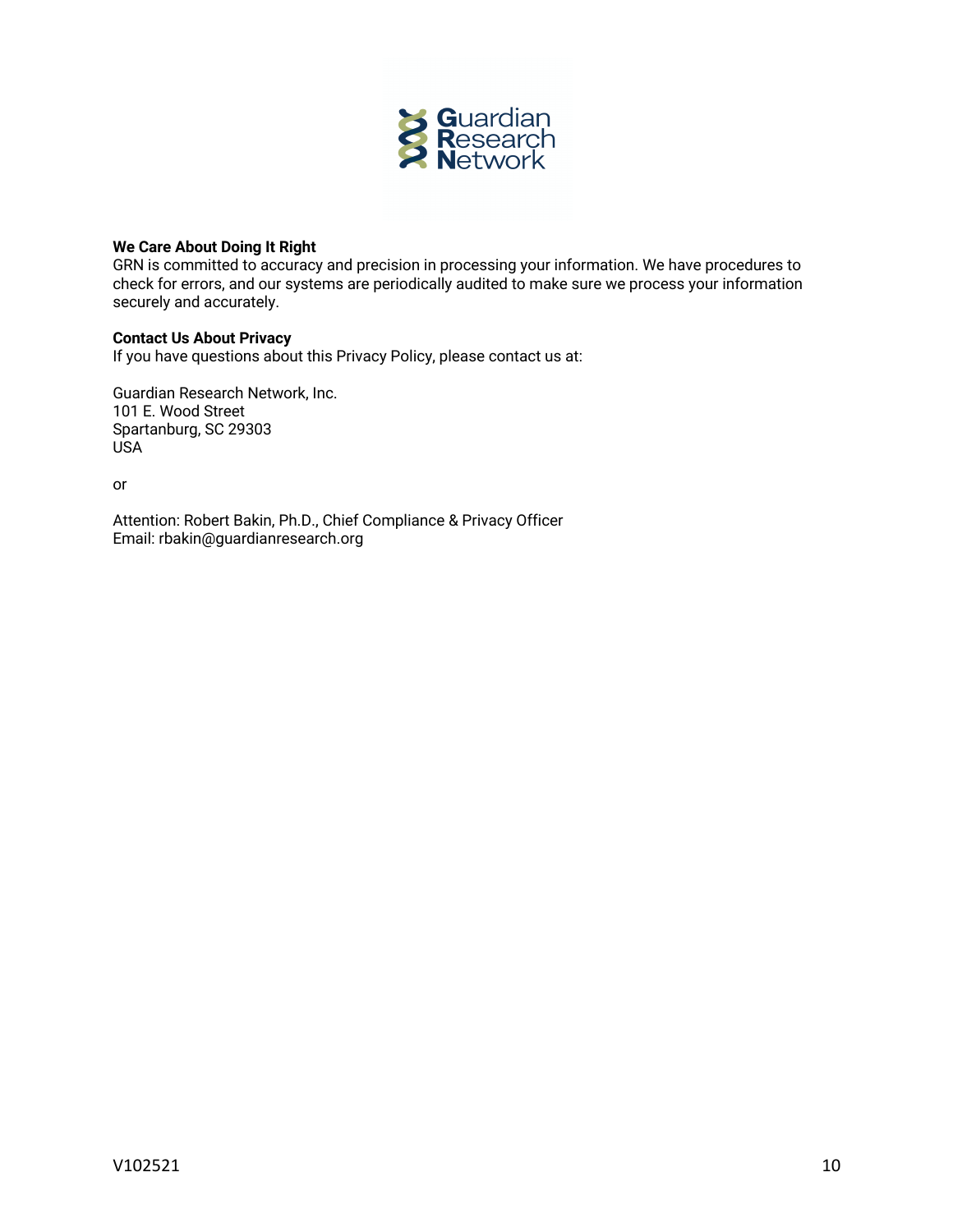**We Care About Doing It Right**
GRN is committed to accuracy and precision in processing your information. We have procedures to check for errors, and our systems are periodically audited to make sure we process your information securely and accurately.

**Contact Us About Privacy**
If you have questions about this Privacy Policy, please contact us at:

Guardian Research Network, Inc.
101 E. Wood Street
Spartanburg, SC 29303
USA

or

Attention: Robert Bakin, Ph.D., Chief Compliance & Privacy Officer
Email: rbakin@guardianresearch.org